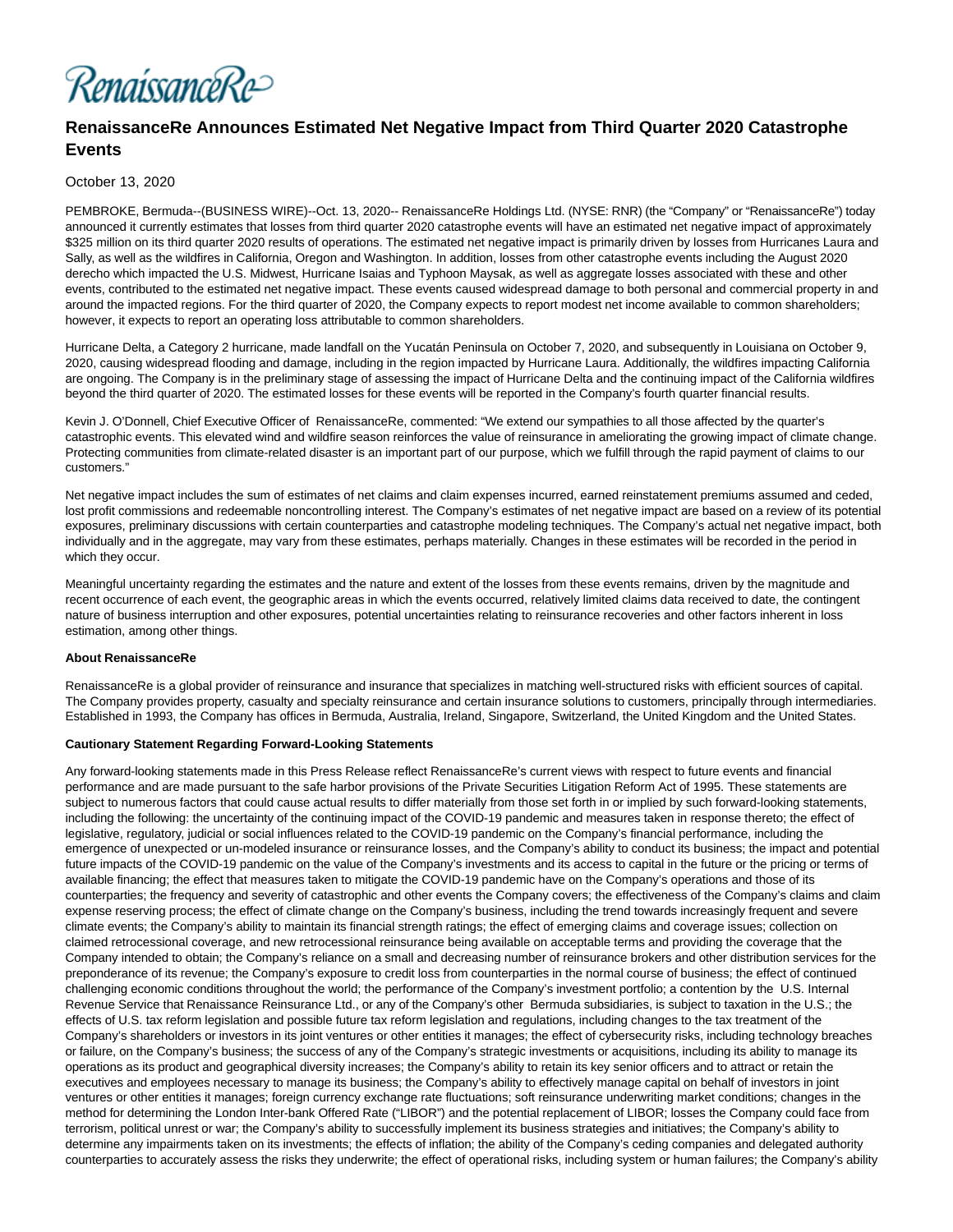RenaissanceRe

# RenaissanceRe Announces Estimated Net Negative Impact from Third Quarter 2020 Catastrophe Events

October 13, 2020

PEMBROKE, Bermuda--(BUSINESS WIRE)--Oct. 13, 2020-- RenaissanceRe Holdings Ltd. (NYSE: RNR) (the "Company" or "RenaissanceRe") today announced it currently estimates that losses from third quarter 2020 catastrophe events will have an estimated net negative impact of approximately $325 million on its third quarter 2020 results of operations. The estimated net negative impact is primarily driven by losses from Hurricanes Laura and Sally, as well as the wildfires in California, Oregon and Washington. In addition, losses from other catastrophe events including the August 2020 derecho which impacted the U.S. Midwest, Hurricane Isaias and Typhoon Maysak, as well as aggregate losses associated with these and other events, contributed to the estimated net negative impact. These events caused widespread damage to both personal and commercial property in and around the impacted regions. For the third quarter of 2020, the Company expects to report modest net income available to common shareholders; however, it expects to report an operating loss attributable to common shareholders.

Hurricane Delta, a Category 2 hurricane, made landfall on the Yucatán Peninsula on October 7, 2020, and subsequently in Louisiana on October 9, 2020, causing widespread flooding and damage, including in the region impacted by Hurricane Laura. Additionally, the wildfires impacting California are ongoing. The Company is in the preliminary stage of assessing the impact of Hurricane Delta and the continuing impact of the California wildfires beyond the third quarter of 2020. The estimated losses for these events will be reported in the Company's fourth quarter financial results.

Kevin J. O'Donnell, Chief Executive Officer of RenaissanceRe, commented: "We extend our sympathies to all those affected by the quarter's catastrophic events. This elevated wind and wildfire season reinforces the value of reinsurance in ameliorating the growing impact of climate change. Protecting communities from climate-related disaster is an important part of our purpose, which we fulfill through the rapid payment of claims to our customers."

Net negative impact includes the sum of estimates of net claims and claim expenses incurred, earned reinstatement premiums assumed and ceded, lost profit commissions and redeemable noncontrolling interest. The Company's estimates of net negative impact are based on a review of its potential exposures, preliminary discussions with certain counterparties and catastrophe modeling techniques. The Company's actual net negative impact, both individually and in the aggregate, may vary from these estimates, perhaps materially. Changes in these estimates will be recorded in the period in which they occur.

Meaningful uncertainty regarding the estimates and the nature and extent of the losses from these events remains, driven by the magnitude and recent occurrence of each event, the geographic areas in which the events occurred, relatively limited claims data received to date, the contingent nature of business interruption and other exposures, potential uncertainties relating to reinsurance recoveries and other factors inherent in loss estimation, among other things.

**About RenaissanceRe**

RenaissanceRe is a global provider of reinsurance and insurance that specializes in matching well-structured risks with efficient sources of capital. The Company provides property, casualty and specialty reinsurance and certain insurance solutions to customers, principally through intermediaries. Established in 1993, the Company has offices in Bermuda, Australia, Ireland, Singapore, Switzerland, the United Kingdom and the United States.

**Cautionary Statement Regarding Forward-Looking Statements**

Any forward-looking statements made in this Press Release reflect RenaissanceRe's current views with respect to future events and financial performance and are made pursuant to the safe harbor provisions of the Private Securities Litigation Reform Act of 1995. These statements are subject to numerous factors that could cause actual results to differ materially from those set forth in or implied by such forward-looking statements, including the following: the uncertainty of the continuing impact of the COVID-19 pandemic and measures taken in response thereto; the effect of legislative, regulatory, judicial or social influences related to the COVID-19 pandemic on the Company's financial performance, including the emergence of unexpected or un-modeled insurance or reinsurance losses, and the Company's ability to conduct its business; the impact and potential future impacts of the COVID-19 pandemic on the value of the Company's investments and its access to capital in the future or the pricing or terms of available financing; the effect that measures taken to mitigate the COVID-19 pandemic have on the Company's operations and those of its counterparties; the frequency and severity of catastrophic and other events the Company covers; the effectiveness of the Company's claims and claim expense reserving process; the effect of climate change on the Company's business, including the trend towards increasingly frequent and severe climate events; the Company's ability to maintain its financial strength ratings; the effect of emerging claims and coverage issues; collection on claimed retrocessional coverage, and new retrocessional reinsurance being available on acceptable terms and providing the coverage that the Company intended to obtain; the Company's reliance on a small and decreasing number of reinsurance brokers and other distribution services for the preponderance of its revenue; the Company's exposure to credit loss from counterparties in the normal course of business; the effect of continued challenging economic conditions throughout the world; the performance of the Company's investment portfolio; a contention by the U.S. Internal Revenue Service that Renaissance Reinsurance Ltd., or any of the Company's other Bermuda subsidiaries, is subject to taxation in the U.S.; the effects of U.S. tax reform legislation and possible future tax reform legislation and regulations, including changes to the tax treatment of the Company's shareholders or investors in its joint ventures or other entities it manages; the effect of cybersecurity risks, including technology breaches or failure, on the Company's business; the success of any of the Company's strategic investments or acquisitions, including its ability to manage its operations as its product and geographical diversity increases; the Company's ability to retain its key senior officers and to attract or retain the executives and employees necessary to manage its business; the Company's ability to effectively manage capital on behalf of investors in joint ventures or other entities it manages; foreign currency exchange rate fluctuations; soft reinsurance underwriting market conditions; changes in the method for determining the London Inter-bank Offered Rate ("LIBOR") and the potential replacement of LIBOR; losses the Company could face from terrorism, political unrest or war; the Company's ability to successfully implement its business strategies and initiatives; the Company's ability to determine any impairments taken on its investments; the effects of inflation; the ability of the Company's ceding companies and delegated authority counterparties to accurately assess the risks they underwrite; the effect of operational risks, including system or human failures; the Company's ability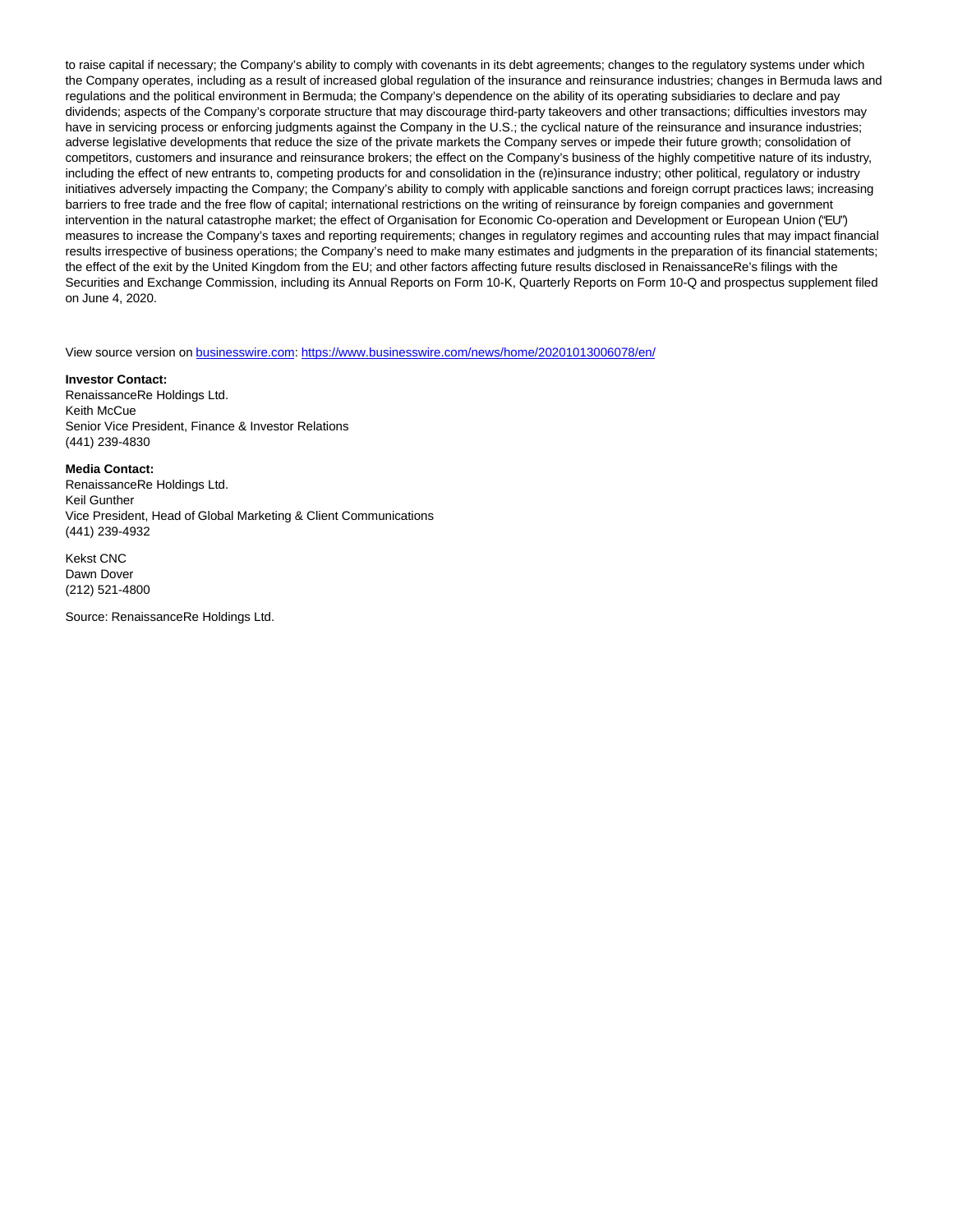to raise capital if necessary; the Company's ability to comply with covenants in its debt agreements; changes to the regulatory systems under which the Company operates, including as a result of increased global regulation of the insurance and reinsurance industries; changes in Bermuda laws and regulations and the political environment in Bermuda; the Company's dependence on the ability of its operating subsidiaries to declare and pay dividends; aspects of the Company's corporate structure that may discourage third-party takeovers and other transactions; difficulties investors may have in servicing process or enforcing judgments against the Company in the U.S.; the cyclical nature of the reinsurance and insurance industries; adverse legislative developments that reduce the size of the private markets the Company serves or impede their future growth; consolidation of competitors, customers and insurance and reinsurance brokers; the effect on the Company's business of the highly competitive nature of its industry, including the effect of new entrants to, competing products for and consolidation in the (re)insurance industry; other political, regulatory or industry initiatives adversely impacting the Company; the Company's ability to comply with applicable sanctions and foreign corrupt practices laws; increasing barriers to free trade and the free flow of capital; international restrictions on the writing of reinsurance by foreign companies and government intervention in the natural catastrophe market; the effect of Organisation for Economic Co-operation and Development or European Union ("EU") measures to increase the Company's taxes and reporting requirements; changes in regulatory regimes and accounting rules that may impact financial results irrespective of business operations; the Company's need to make many estimates and judgments in the preparation of its financial statements; the effect of the exit by the United Kingdom from the EU; and other factors affecting future results disclosed in RenaissanceRe's filings with the Securities and Exchange Commission, including its Annual Reports on Form 10-K, Quarterly Reports on Form 10-Q and prospectus supplement filed on June 4, 2020.

View source version on businesswire.com: https://www.businesswire.com/news/home/20201013006078/en/

**Investor Contact:**
RenaissanceRe Holdings Ltd.
Keith McCue
Senior Vice President, Finance & Investor Relations
(441) 239-4830

**Media Contact:**
RenaissanceRe Holdings Ltd.
Keil Gunther
Vice President, Head of Global Marketing & Client Communications
(441) 239-4932

Kekst CNC
Dawn Dover
(212) 521-4800

Source: RenaissanceRe Holdings Ltd.